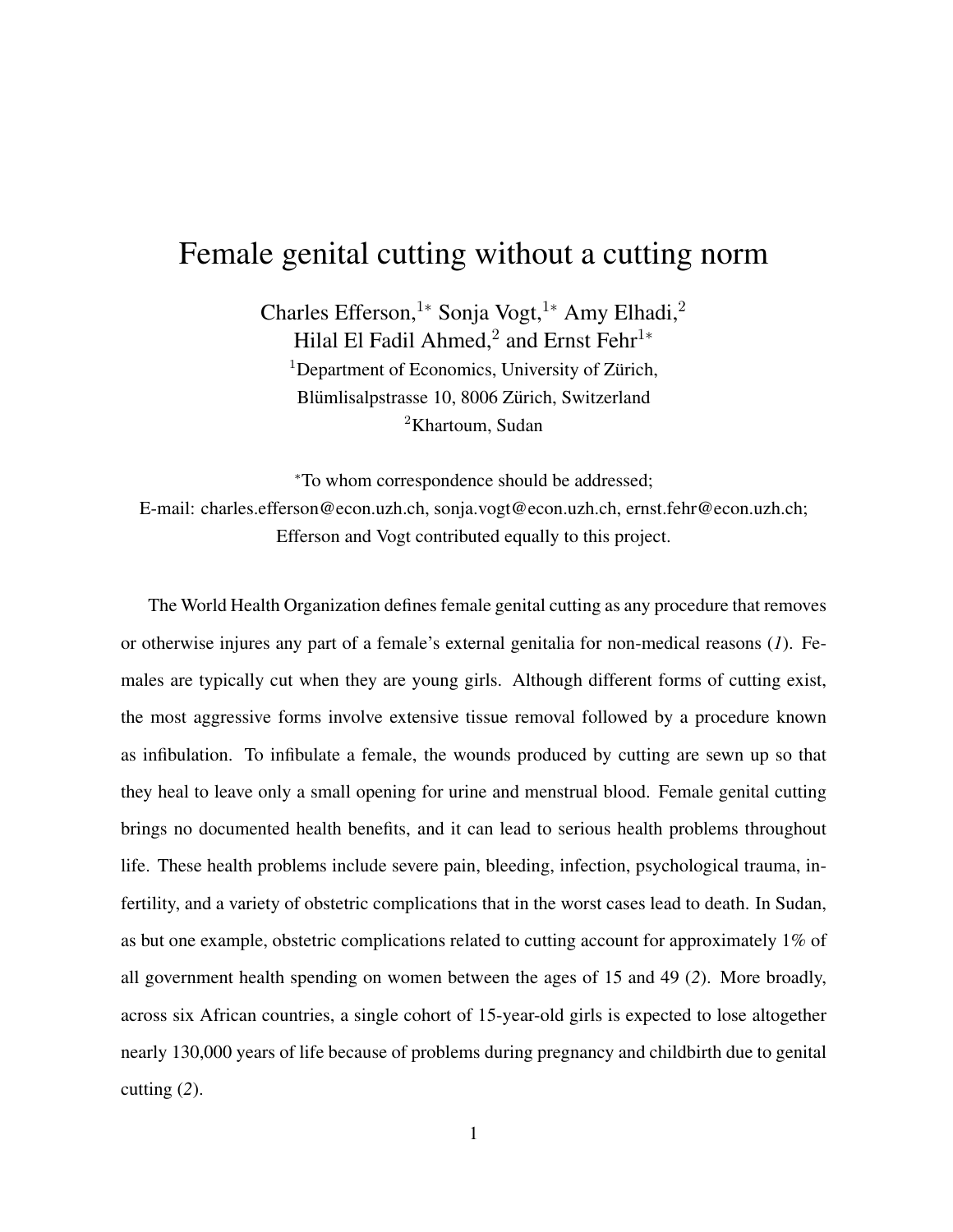# Female genital cutting without a cutting norm

Charles Efferson,[1*] Sonja Vogt,[1*] Amy Elhadi,[2]
Hilal El Fadil Ahmed,[2] and Ernst Fehr[1*]

[1]Department of Economics, University of Zürich,
Blümlisalpstrasse 10, 8006 Zürich, Switzerland

[2]Khartoum, Sudan

*To whom correspondence should be addressed;
E-mail: charles.efferson@econ.uzh.ch, sonja.vogt@econ.uzh.ch, ernst.fehr@econ.uzh.ch;
Efferson and Vogt contributed equally to this project.

The World Health Organization defines female genital cutting as any procedure that removes or otherwise injures any part of a female's external genitalia for non-medical reasons (*1*). Females are typically cut when they are young girls. Although different forms of cutting exist, the most aggressive forms involve extensive tissue removal followed by a procedure known as infibulation. To infibulate a female, the wounds produced by cutting are sewn up so that they heal to leave only a small opening for urine and menstrual blood. Female genital cutting brings no documented health benefits, and it can lead to serious health problems throughout life. These health problems include severe pain, bleeding, infection, psychological trauma, infertility, and a variety of obstetric complications that in the worst cases lead to death. In Sudan, as but one example, obstetric complications related to cutting account for approximately 1% of all government health spending on women between the ages of 15 and 49 (*2*). More broadly, across six African countries, a single cohort of 15-year-old girls is expected to lose altogether nearly 130,000 years of life because of problems during pregnancy and childbirth due to genital cutting (*2*).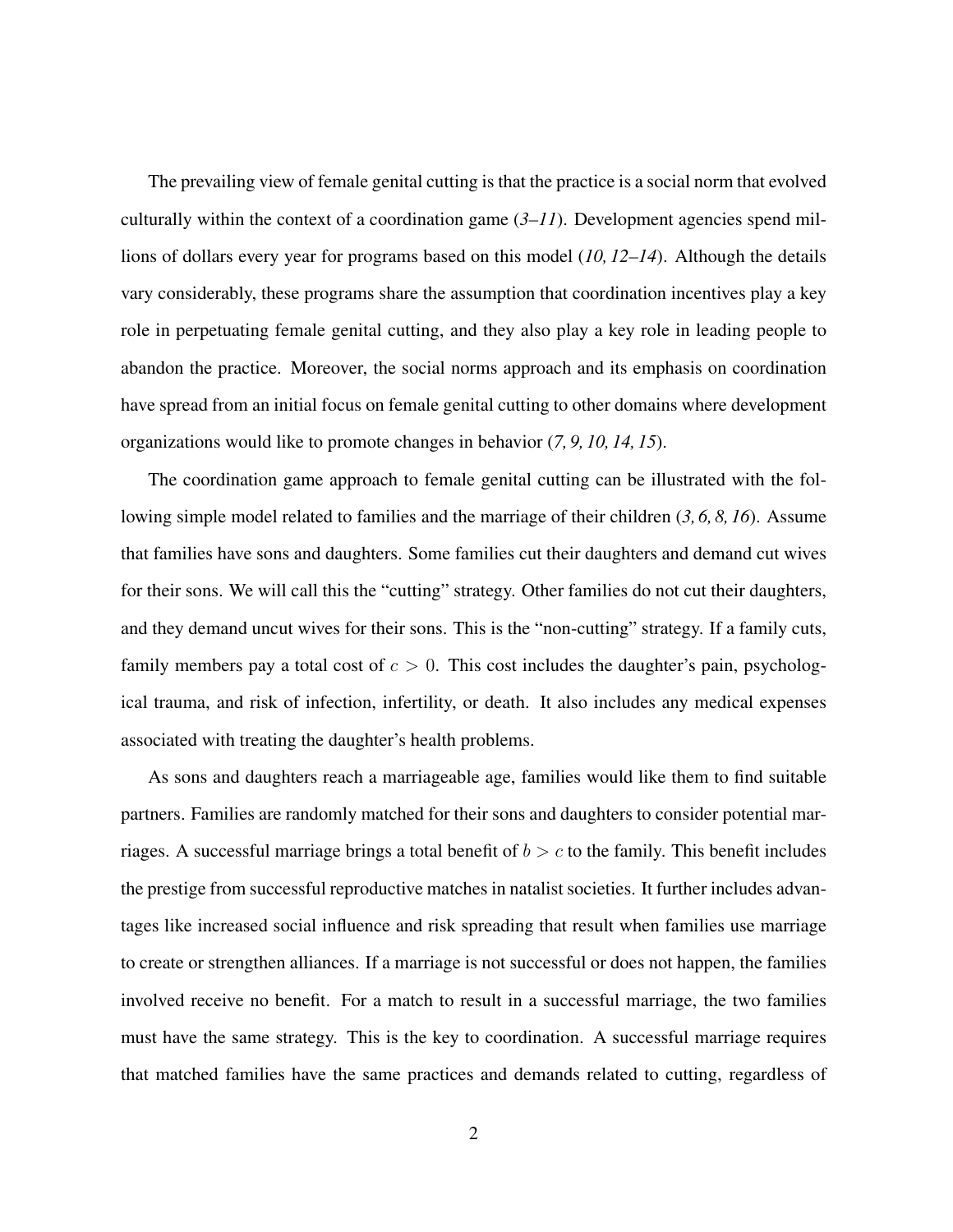The prevailing view of female genital cutting is that the practice is a social norm that evolved culturally within the context of a coordination game (*3–11*). Development agencies spend millions of dollars every year for programs based on this model (*10, 12–14*). Although the details vary considerably, these programs share the assumption that coordination incentives play a key role in perpetuating female genital cutting, and they also play a key role in leading people to abandon the practice. Moreover, the social norms approach and its emphasis on coordination have spread from an initial focus on female genital cutting to other domains where development organizations would like to promote changes in behavior (*7, 9, 10, 14, 15*).

The coordination game approach to female genital cutting can be illustrated with the following simple model related to families and the marriage of their children (*3, 6, 8, 16*). Assume that families have sons and daughters. Some families cut their daughters and demand cut wives for their sons. We will call this the "cutting" strategy. Other families do not cut their daughters, and they demand uncut wives for their sons. This is the "non-cutting" strategy. If a family cuts, family members pay a total cost of $c > 0$. This cost includes the daughter's pain, psychological trauma, and risk of infection, infertility, or death. It also includes any medical expenses associated with treating the daughter's health problems.

As sons and daughters reach a marriageable age, families would like them to find suitable partners. Families are randomly matched for their sons and daughters to consider potential marriages. A successful marriage brings a total benefit of $b > c$ to the family. This benefit includes the prestige from successful reproductive matches in natalist societies. It further includes advantages like increased social influence and risk spreading that result when families use marriage to create or strengthen alliances. If a marriage is not successful or does not happen, the families involved receive no benefit. For a match to result in a successful marriage, the two families must have the same strategy. This is the key to coordination. A successful marriage requires that matched families have the same practices and demands related to cutting, regardless of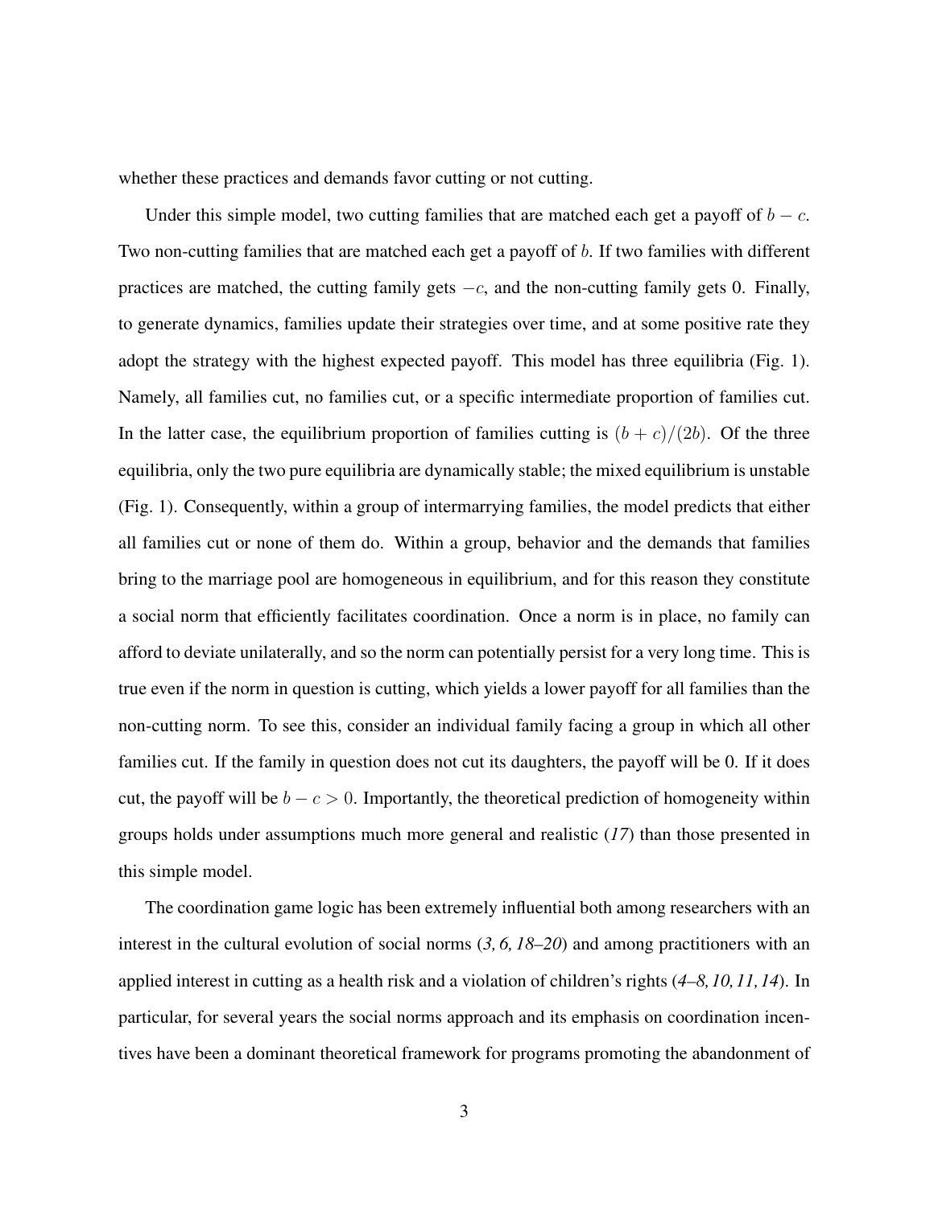whether these practices and demands favor cutting or not cutting.

Under this simple model, two cutting families that are matched each get a payoff of $b - c$. Two non-cutting families that are matched each get a payoff of $b$. If two families with different practices are matched, the cutting family gets $-c$, and the non-cutting family gets 0. Finally, to generate dynamics, families update their strategies over time, and at some positive rate they adopt the strategy with the highest expected payoff. This model has three equilibria (Fig. 1). Namely, all families cut, no families cut, or a specific intermediate proportion of families cut. In the latter case, the equilibrium proportion of families cutting is $(b + c)/(2b)$. Of the three equilibria, only the two pure equilibria are dynamically stable; the mixed equilibrium is unstable (Fig. 1). Consequently, within a group of intermarrying families, the model predicts that either all families cut or none of them do. Within a group, behavior and the demands that families bring to the marriage pool are homogeneous in equilibrium, and for this reason they constitute a social norm that efficiently facilitates coordination. Once a norm is in place, no family can afford to deviate unilaterally, and so the norm can potentially persist for a very long time. This is true even if the norm in question is cutting, which yields a lower payoff for all families than the non-cutting norm. To see this, consider an individual family facing a group in which all other families cut. If the family in question does not cut its daughters, the payoff will be 0. If it does cut, the payoff will be $b - c > 0$. Importantly, the theoretical prediction of homogeneity within groups holds under assumptions much more general and realistic (*17*) than those presented in this simple model.

The coordination game logic has been extremely influential both among researchers with an interest in the cultural evolution of social norms (*3, 6, 18–20*) and among practitioners with an applied interest in cutting as a health risk and a violation of children's rights (*4–8, 10, 11, 14*). In particular, for several years the social norms approach and its emphasis on coordination incentives have been a dominant theoretical framework for programs promoting the abandonment of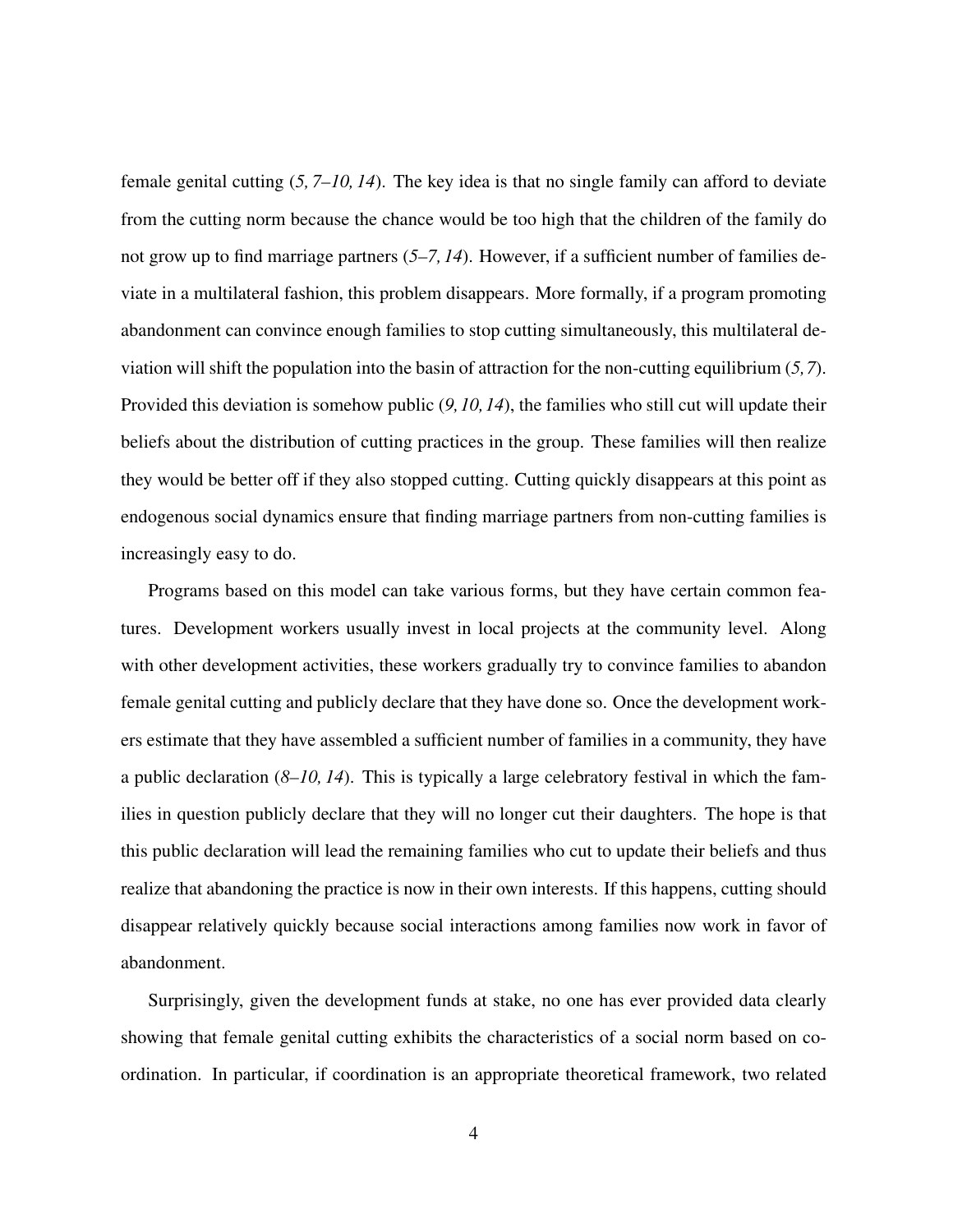female genital cutting (*5, 7–10, 14*). The key idea is that no single family can afford to deviate from the cutting norm because the chance would be too high that the children of the family do not grow up to find marriage partners (*5–7, 14*). However, if a sufficient number of families deviate in a multilateral fashion, this problem disappears. More formally, if a program promoting abandonment can convince enough families to stop cutting simultaneously, this multilateral deviation will shift the population into the basin of attraction for the non-cutting equilibrium (*5, 7*). Provided this deviation is somehow public (*9, 10, 14*), the families who still cut will update their beliefs about the distribution of cutting practices in the group. These families will then realize they would be better off if they also stopped cutting. Cutting quickly disappears at this point as endogenous social dynamics ensure that finding marriage partners from non-cutting families is increasingly easy to do.

Programs based on this model can take various forms, but they have certain common features. Development workers usually invest in local projects at the community level. Along with other development activities, these workers gradually try to convince families to abandon female genital cutting and publicly declare that they have done so. Once the development workers estimate that they have assembled a sufficient number of families in a community, they have a public declaration (*8–10, 14*). This is typically a large celebratory festival in which the families in question publicly declare that they will no longer cut their daughters. The hope is that this public declaration will lead the remaining families who cut to update their beliefs and thus realize that abandoning the practice is now in their own interests. If this happens, cutting should disappear relatively quickly because social interactions among families now work in favor of abandonment.

Surprisingly, given the development funds at stake, no one has ever provided data clearly showing that female genital cutting exhibits the characteristics of a social norm based on coordination. In particular, if coordination is an appropriate theoretical framework, two related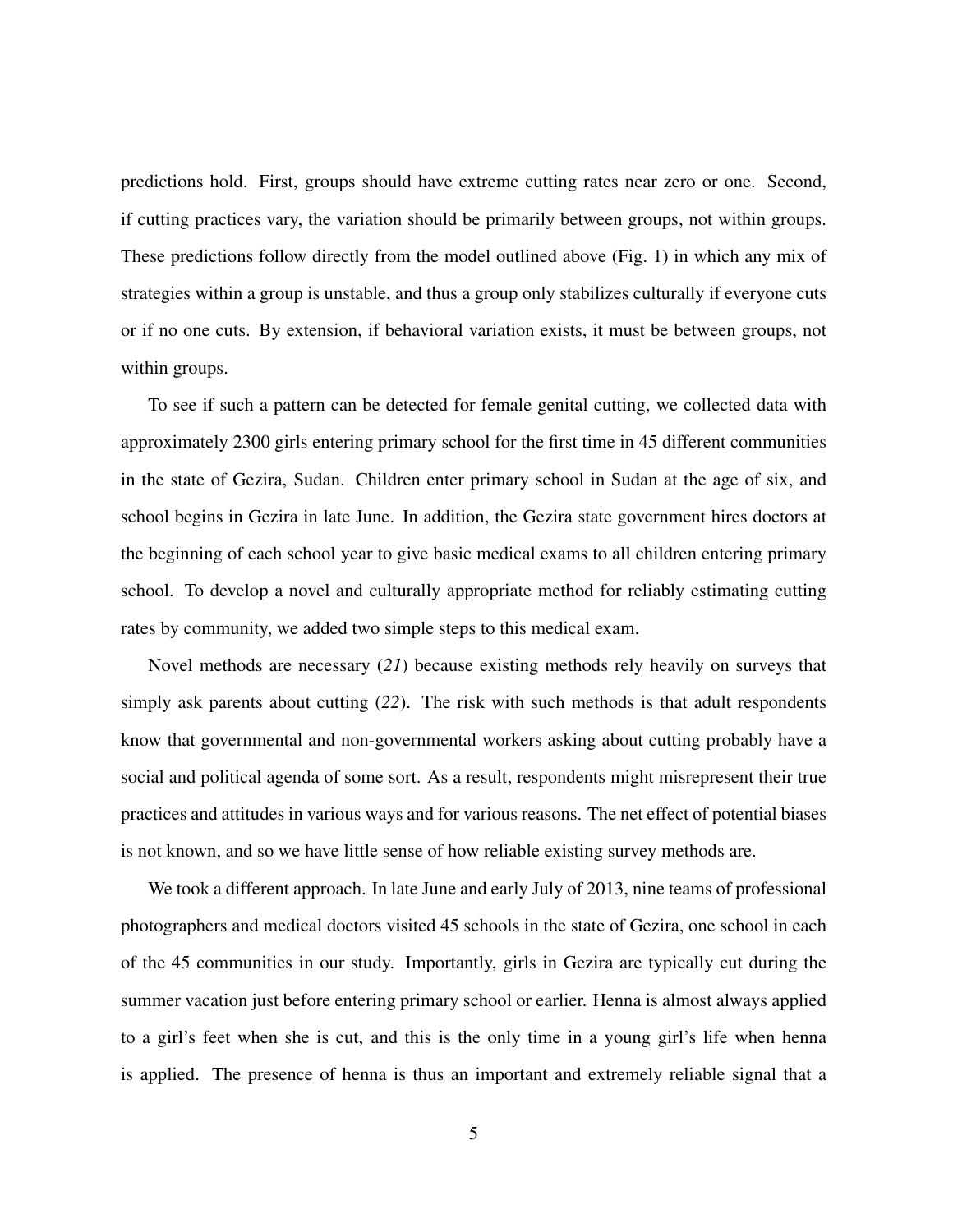predictions hold. First, groups should have extreme cutting rates near zero or one. Second, if cutting practices vary, the variation should be primarily between groups, not within groups. These predictions follow directly from the model outlined above (Fig. 1) in which any mix of strategies within a group is unstable, and thus a group only stabilizes culturally if everyone cuts or if no one cuts. By extension, if behavioral variation exists, it must be between groups, not within groups.

To see if such a pattern can be detected for female genital cutting, we collected data with approximately 2300 girls entering primary school for the first time in 45 different communities in the state of Gezira, Sudan. Children enter primary school in Sudan at the age of six, and school begins in Gezira in late June. In addition, the Gezira state government hires doctors at the beginning of each school year to give basic medical exams to all children entering primary school. To develop a novel and culturally appropriate method for reliably estimating cutting rates by community, we added two simple steps to this medical exam.

Novel methods are necessary (*21*) because existing methods rely heavily on surveys that simply ask parents about cutting (*22*). The risk with such methods is that adult respondents know that governmental and non-governmental workers asking about cutting probably have a social and political agenda of some sort. As a result, respondents might misrepresent their true practices and attitudes in various ways and for various reasons. The net effect of potential biases is not known, and so we have little sense of how reliable existing survey methods are.

We took a different approach. In late June and early July of 2013, nine teams of professional photographers and medical doctors visited 45 schools in the state of Gezira, one school in each of the 45 communities in our study. Importantly, girls in Gezira are typically cut during the summer vacation just before entering primary school or earlier. Henna is almost always applied to a girl's feet when she is cut, and this is the only time in a young girl's life when henna is applied. The presence of henna is thus an important and extremely reliable signal that a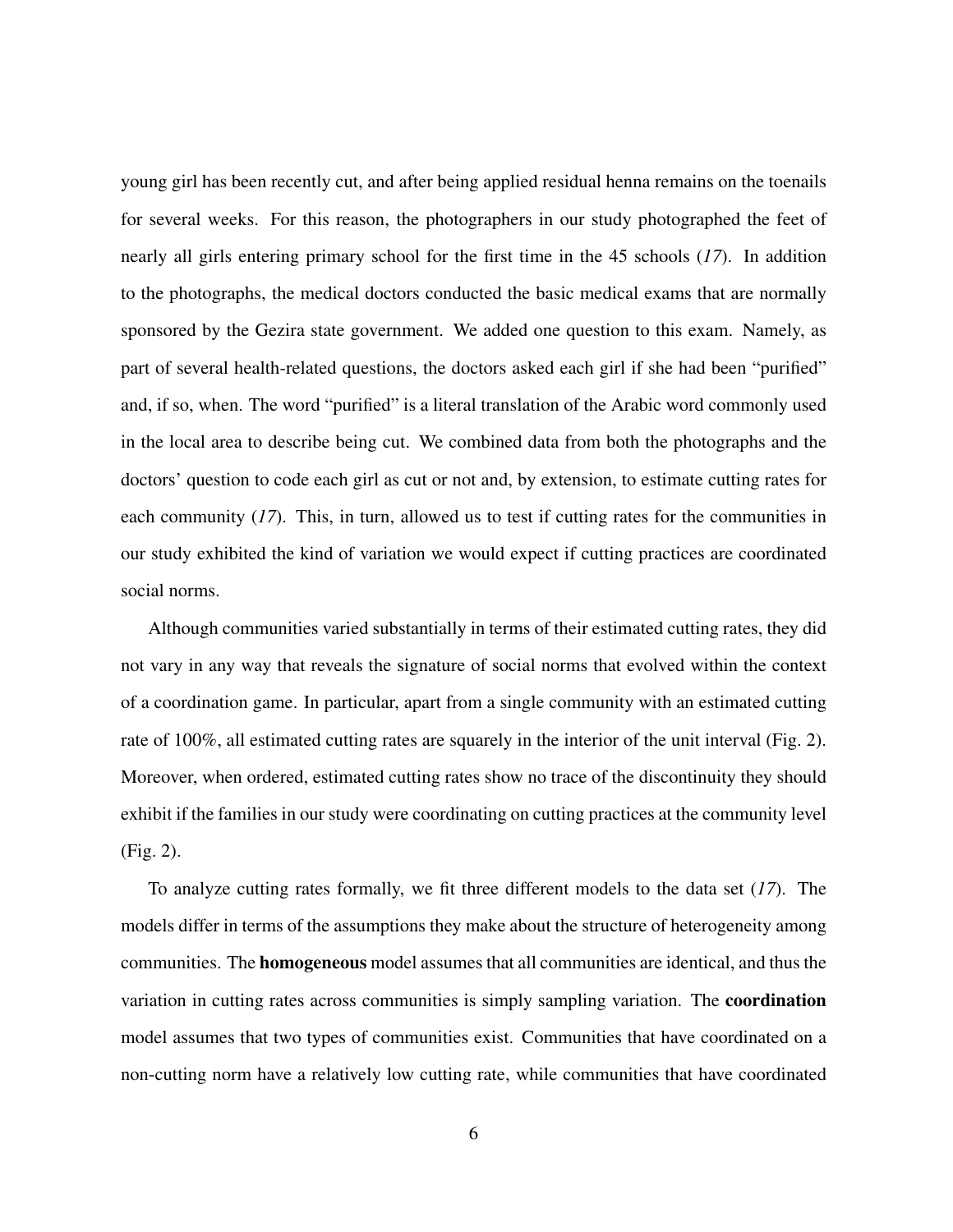young girl has been recently cut, and after being applied residual henna remains on the toenails for several weeks. For this reason, the photographers in our study photographed the feet of nearly all girls entering primary school for the first time in the 45 schools (*17*). In addition to the photographs, the medical doctors conducted the basic medical exams that are normally sponsored by the Gezira state government. We added one question to this exam. Namely, as part of several health-related questions, the doctors asked each girl if she had been "purified" and, if so, when. The word "purified" is a literal translation of the Arabic word commonly used in the local area to describe being cut. We combined data from both the photographs and the doctors' question to code each girl as cut or not and, by extension, to estimate cutting rates for each community (*17*). This, in turn, allowed us to test if cutting rates for the communities in our study exhibited the kind of variation we would expect if cutting practices are coordinated social norms.

Although communities varied substantially in terms of their estimated cutting rates, they did not vary in any way that reveals the signature of social norms that evolved within the context of a coordination game. In particular, apart from a single community with an estimated cutting rate of 100%, all estimated cutting rates are squarely in the interior of the unit interval (Fig. 2). Moreover, when ordered, estimated cutting rates show no trace of the discontinuity they should exhibit if the families in our study were coordinating on cutting practices at the community level (Fig. 2).

To analyze cutting rates formally, we fit three different models to the data set (*17*). The models differ in terms of the assumptions they make about the structure of heterogeneity among communities. The **homogeneous** model assumes that all communities are identical, and thus the variation in cutting rates across communities is simply sampling variation. The **coordination** model assumes that two types of communities exist. Communities that have coordinated on a non-cutting norm have a relatively low cutting rate, while communities that have coordinated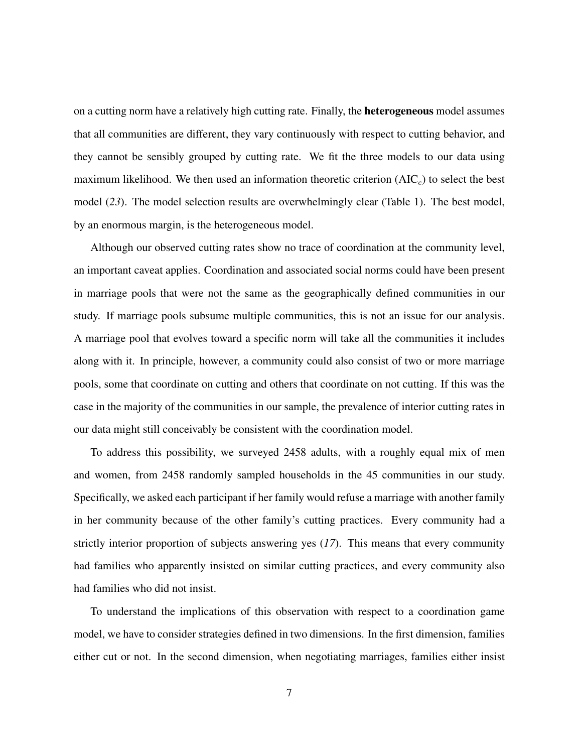on a cutting norm have a relatively high cutting rate. Finally, the **heterogeneous** model assumes that all communities are different, they vary continuously with respect to cutting behavior, and they cannot be sensibly grouped by cutting rate. We fit the three models to our data using maximum likelihood. We then used an information theoretic criterion ($\text{AIC}_c$) to select the best model (*23*). The model selection results are overwhelmingly clear (Table 1). The best model, by an enormous margin, is the heterogeneous model.

Although our observed cutting rates show no trace of coordination at the community level, an important caveat applies. Coordination and associated social norms could have been present in marriage pools that were not the same as the geographically defined communities in our study. If marriage pools subsume multiple communities, this is not an issue for our analysis. A marriage pool that evolves toward a specific norm will take all the communities it includes along with it. In principle, however, a community could also consist of two or more marriage pools, some that coordinate on cutting and others that coordinate on not cutting. If this was the case in the majority of the communities in our sample, the prevalence of interior cutting rates in our data might still conceivably be consistent with the coordination model.

To address this possibility, we surveyed 2458 adults, with a roughly equal mix of men and women, from 2458 randomly sampled households in the 45 communities in our study. Specifically, we asked each participant if her family would refuse a marriage with another family in her community because of the other family's cutting practices. Every community had a strictly interior proportion of subjects answering yes (*17*). This means that every community had families who apparently insisted on similar cutting practices, and every community also had families who did not insist.

To understand the implications of this observation with respect to a coordination game model, we have to consider strategies defined in two dimensions. In the first dimension, families either cut or not. In the second dimension, when negotiating marriages, families either insist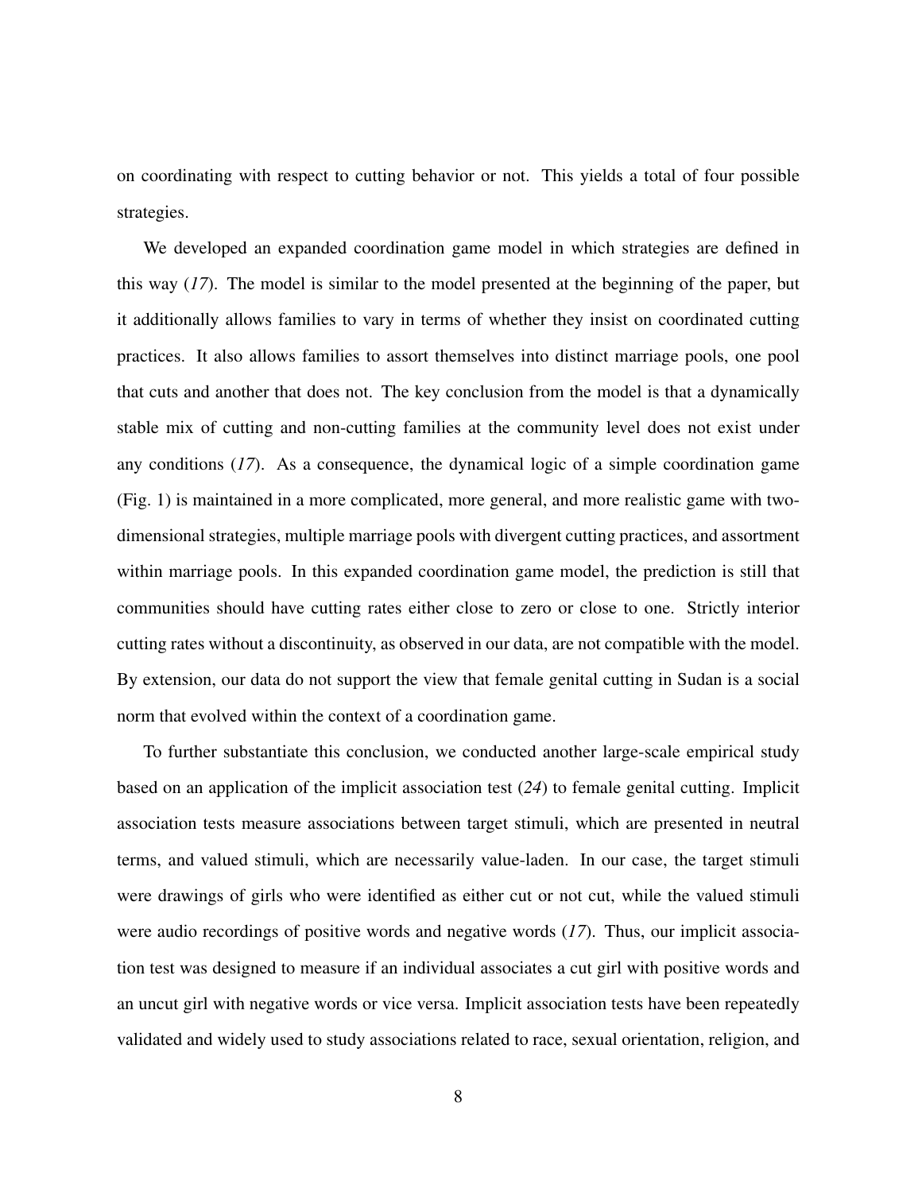on coordinating with respect to cutting behavior or not. This yields a total of four possible strategies.

We developed an expanded coordination game model in which strategies are defined in this way (*17*). The model is similar to the model presented at the beginning of the paper, but it additionally allows families to vary in terms of whether they insist on coordinated cutting practices. It also allows families to assort themselves into distinct marriage pools, one pool that cuts and another that does not. The key conclusion from the model is that a dynamically stable mix of cutting and non-cutting families at the community level does not exist under any conditions (*17*). As a consequence, the dynamical logic of a simple coordination game (Fig. 1) is maintained in a more complicated, more general, and more realistic game with two-dimensional strategies, multiple marriage pools with divergent cutting practices, and assortment within marriage pools. In this expanded coordination game model, the prediction is still that communities should have cutting rates either close to zero or close to one. Strictly interior cutting rates without a discontinuity, as observed in our data, are not compatible with the model. By extension, our data do not support the view that female genital cutting in Sudan is a social norm that evolved within the context of a coordination game.

To further substantiate this conclusion, we conducted another large-scale empirical study based on an application of the implicit association test (*24*) to female genital cutting. Implicit association tests measure associations between target stimuli, which are presented in neutral terms, and valued stimuli, which are necessarily value-laden. In our case, the target stimuli were drawings of girls who were identified as either cut or not cut, while the valued stimuli were audio recordings of positive words and negative words (*17*). Thus, our implicit association test was designed to measure if an individual associates a cut girl with positive words and an uncut girl with negative words or vice versa. Implicit association tests have been repeatedly validated and widely used to study associations related to race, sexual orientation, religion, and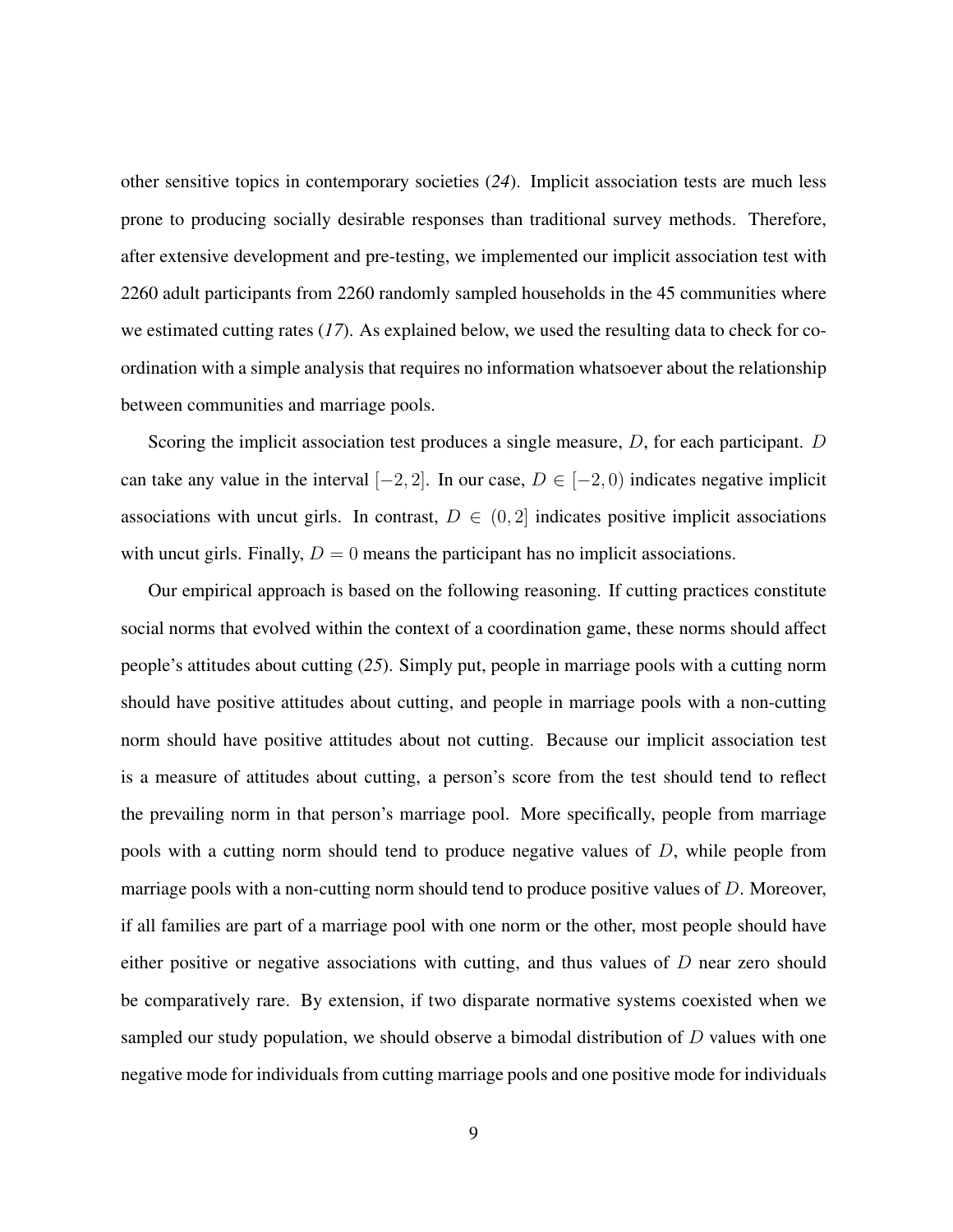other sensitive topics in contemporary societies (*24*). Implicit association tests are much less prone to producing socially desirable responses than traditional survey methods. Therefore, after extensive development and pre-testing, we implemented our implicit association test with 2260 adult participants from 2260 randomly sampled households in the 45 communities where we estimated cutting rates (*17*). As explained below, we used the resulting data to check for coordination with a simple analysis that requires no information whatsoever about the relationship between communities and marriage pools.

Scoring the implicit association test produces a single measure, $D$, for each participant. $D$ can take any value in the interval $[-2, 2]$. In our case, $D \in [-2, 0)$ indicates negative implicit associations with uncut girls. In contrast, $D \in (0, 2]$ indicates positive implicit associations with uncut girls. Finally, $D = 0$ means the participant has no implicit associations.

Our empirical approach is based on the following reasoning. If cutting practices constitute social norms that evolved within the context of a coordination game, these norms should affect people's attitudes about cutting (*25*). Simply put, people in marriage pools with a cutting norm should have positive attitudes about cutting, and people in marriage pools with a non-cutting norm should have positive attitudes about not cutting. Because our implicit association test is a measure of attitudes about cutting, a person's score from the test should tend to reflect the prevailing norm in that person's marriage pool. More specifically, people from marriage pools with a cutting norm should tend to produce negative values of $D$, while people from marriage pools with a non-cutting norm should tend to produce positive values of $D$. Moreover, if all families are part of a marriage pool with one norm or the other, most people should have either positive or negative associations with cutting, and thus values of $D$ near zero should be comparatively rare. By extension, if two disparate normative systems coexisted when we sampled our study population, we should observe a bimodal distribution of $D$ values with one negative mode for individuals from cutting marriage pools and one positive mode for individuals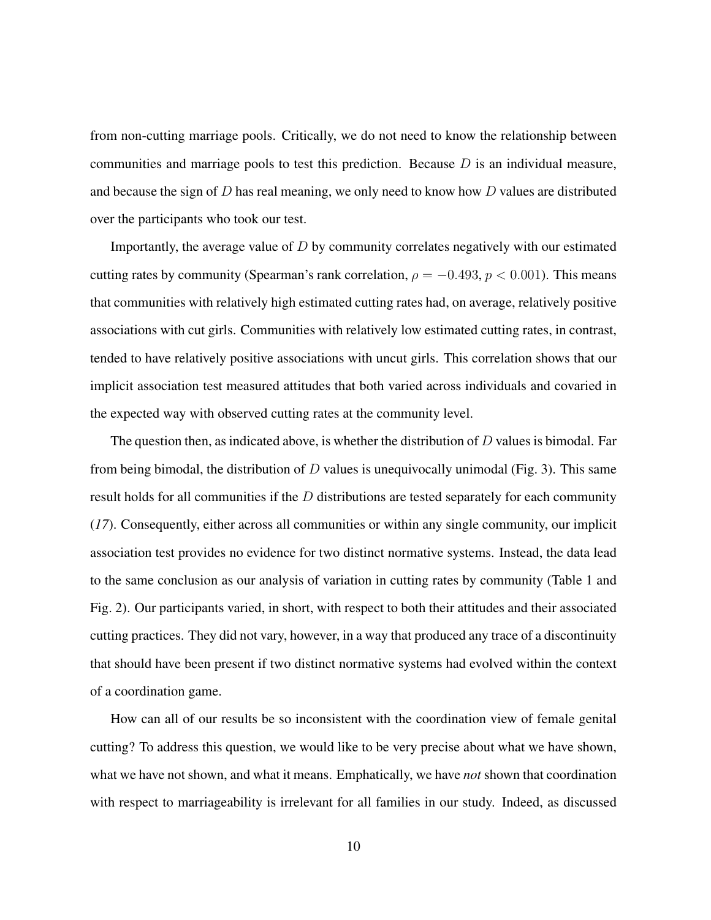from non-cutting marriage pools. Critically, we do not need to know the relationship between communities and marriage pools to test this prediction. Because $D$ is an individual measure, and because the sign of $D$ has real meaning, we only need to know how $D$ values are distributed over the participants who took our test.

Importantly, the average value of $D$ by community correlates negatively with our estimated cutting rates by community (Spearman's rank correlation, $\rho = -0.493$, $p < 0.001$). This means that communities with relatively high estimated cutting rates had, on average, relatively positive associations with cut girls. Communities with relatively low estimated cutting rates, in contrast, tended to have relatively positive associations with uncut girls. This correlation shows that our implicit association test measured attitudes that both varied across individuals and covaried in the expected way with observed cutting rates at the community level.

The question then, as indicated above, is whether the distribution of $D$ values is bimodal. Far from being bimodal, the distribution of $D$ values is unequivocally unimodal (Fig. 3). This same result holds for all communities if the $D$ distributions are tested separately for each community (*17*). Consequently, either across all communities or within any single community, our implicit association test provides no evidence for two distinct normative systems. Instead, the data lead to the same conclusion as our analysis of variation in cutting rates by community (Table 1 and Fig. 2). Our participants varied, in short, with respect to both their attitudes and their associated cutting practices. They did not vary, however, in a way that produced any trace of a discontinuity that should have been present if two distinct normative systems had evolved within the context of a coordination game.

How can all of our results be so inconsistent with the coordination view of female genital cutting? To address this question, we would like to be very precise about what we have shown, what we have not shown, and what it means. Emphatically, we have *not* shown that coordination with respect to marriageability is irrelevant for all families in our study. Indeed, as discussed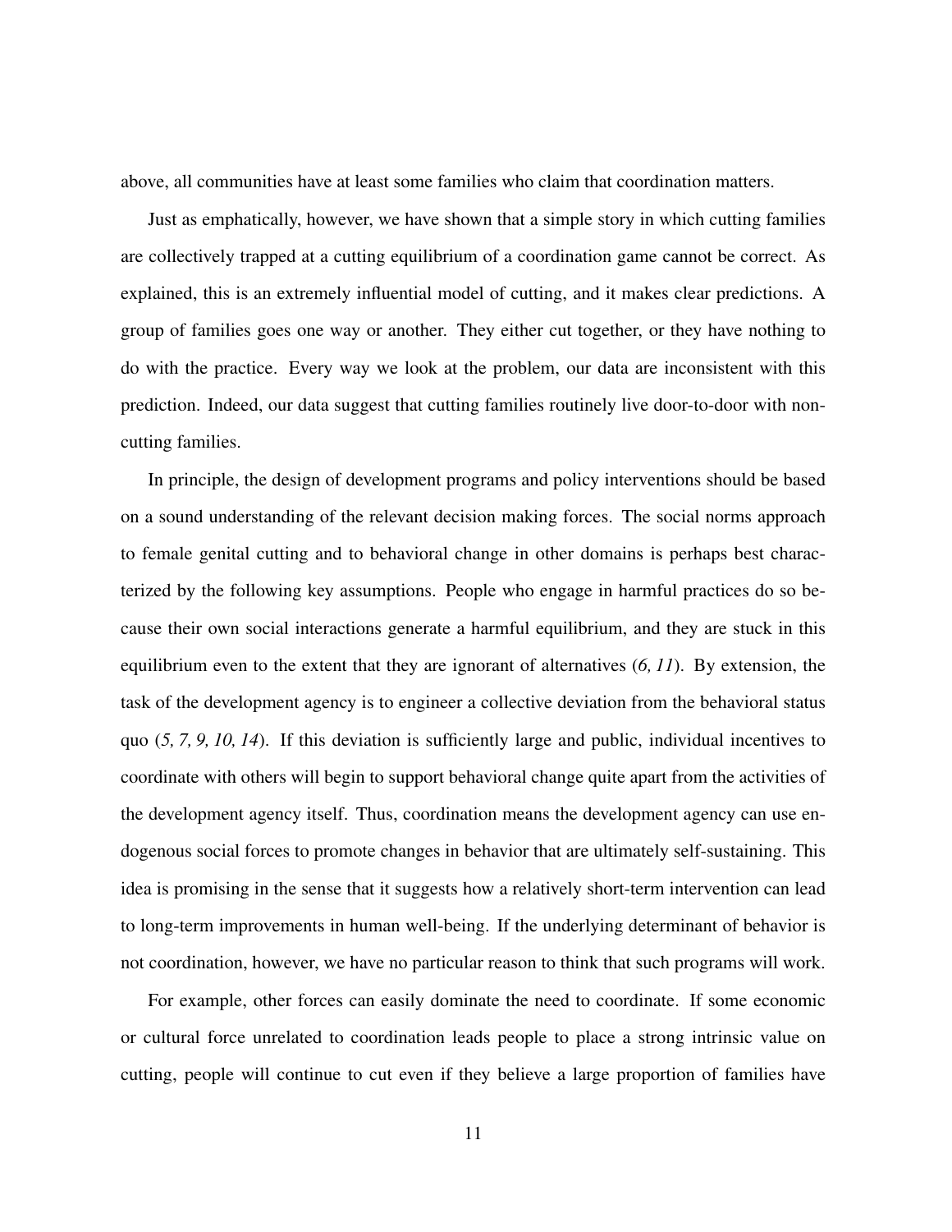above, all communities have at least some families who claim that coordination matters.

Just as emphatically, however, we have shown that a simple story in which cutting families are collectively trapped at a cutting equilibrium of a coordination game cannot be correct. As explained, this is an extremely influential model of cutting, and it makes clear predictions. A group of families goes one way or another. They either cut together, or they have nothing to do with the practice. Every way we look at the problem, our data are inconsistent with this prediction. Indeed, our data suggest that cutting families routinely live door-to-door with non-cutting families.

In principle, the design of development programs and policy interventions should be based on a sound understanding of the relevant decision making forces. The social norms approach to female genital cutting and to behavioral change in other domains is perhaps best characterized by the following key assumptions. People who engage in harmful practices do so because their own social interactions generate a harmful equilibrium, and they are stuck in this equilibrium even to the extent that they are ignorant of alternatives (*6, 11*). By extension, the task of the development agency is to engineer a collective deviation from the behavioral status quo (*5, 7, 9, 10, 14*). If this deviation is sufficiently large and public, individual incentives to coordinate with others will begin to support behavioral change quite apart from the activities of the development agency itself. Thus, coordination means the development agency can use endogenous social forces to promote changes in behavior that are ultimately self-sustaining. This idea is promising in the sense that it suggests how a relatively short-term intervention can lead to long-term improvements in human well-being. If the underlying determinant of behavior is not coordination, however, we have no particular reason to think that such programs will work.

For example, other forces can easily dominate the need to coordinate. If some economic or cultural force unrelated to coordination leads people to place a strong intrinsic value on cutting, people will continue to cut even if they believe a large proportion of families have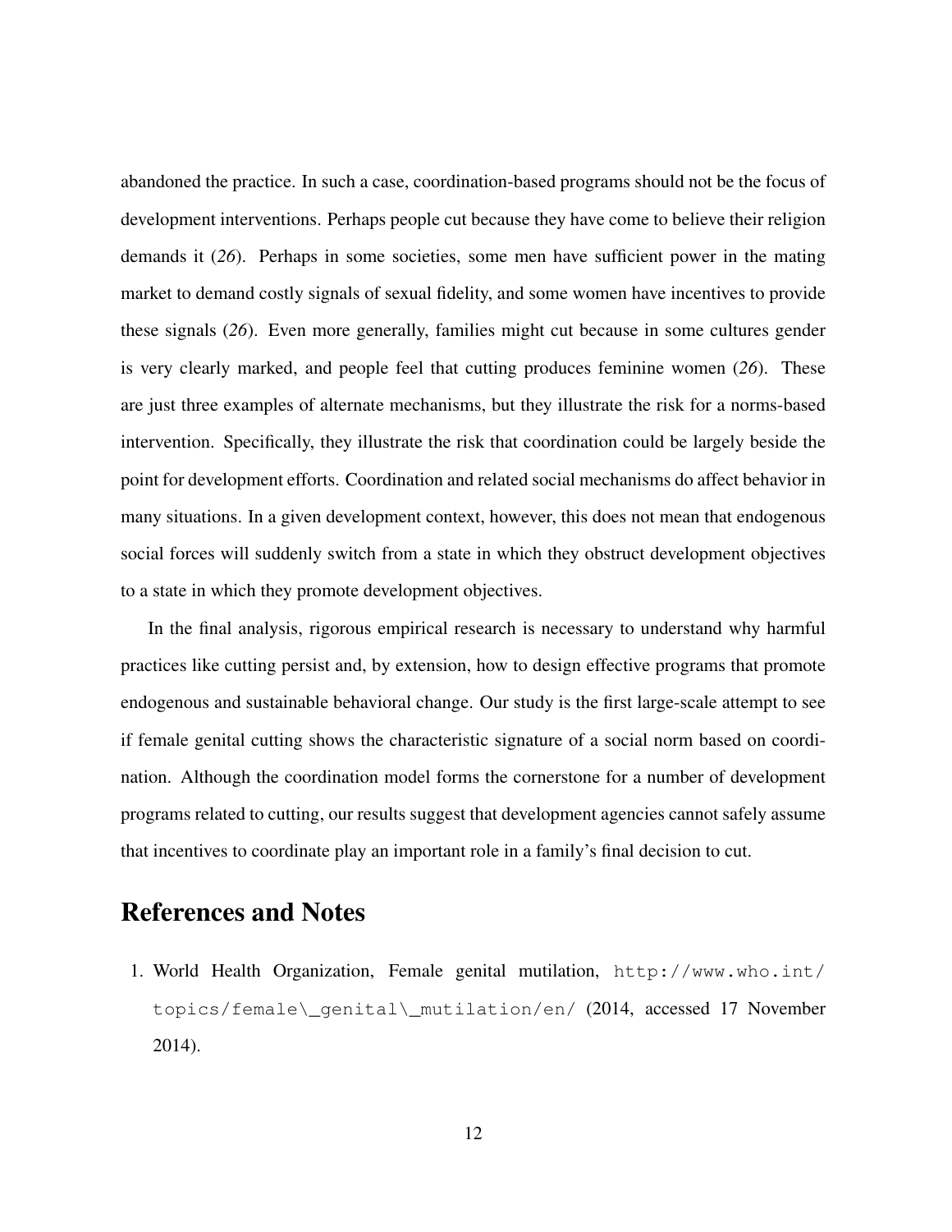abandoned the practice. In such a case, coordination-based programs should not be the focus of development interventions. Perhaps people cut because they have come to believe their religion demands it (*26*). Perhaps in some societies, some men have sufficient power in the mating market to demand costly signals of sexual fidelity, and some women have incentives to provide these signals (*26*). Even more generally, families might cut because in some cultures gender is very clearly marked, and people feel that cutting produces feminine women (*26*). These are just three examples of alternate mechanisms, but they illustrate the risk for a norms-based intervention. Specifically, they illustrate the risk that coordination could be largely beside the point for development efforts. Coordination and related social mechanisms do affect behavior in many situations. In a given development context, however, this does not mean that endogenous social forces will suddenly switch from a state in which they obstruct development objectives to a state in which they promote development objectives.

In the final analysis, rigorous empirical research is necessary to understand why harmful practices like cutting persist and, by extension, how to design effective programs that promote endogenous and sustainable behavioral change. Our study is the first large-scale attempt to see if female genital cutting shows the characteristic signature of a social norm based on coordination. Although the coordination model forms the cornerstone for a number of development programs related to cutting, our results suggest that development agencies cannot safely assume that incentives to coordinate play an important role in a family's final decision to cut.

## References and Notes

1. World Health Organization, Female genital mutilation, `http://www.who.int/topics/female\_genital\_mutilation/en/` (2014, accessed 17 November 2014).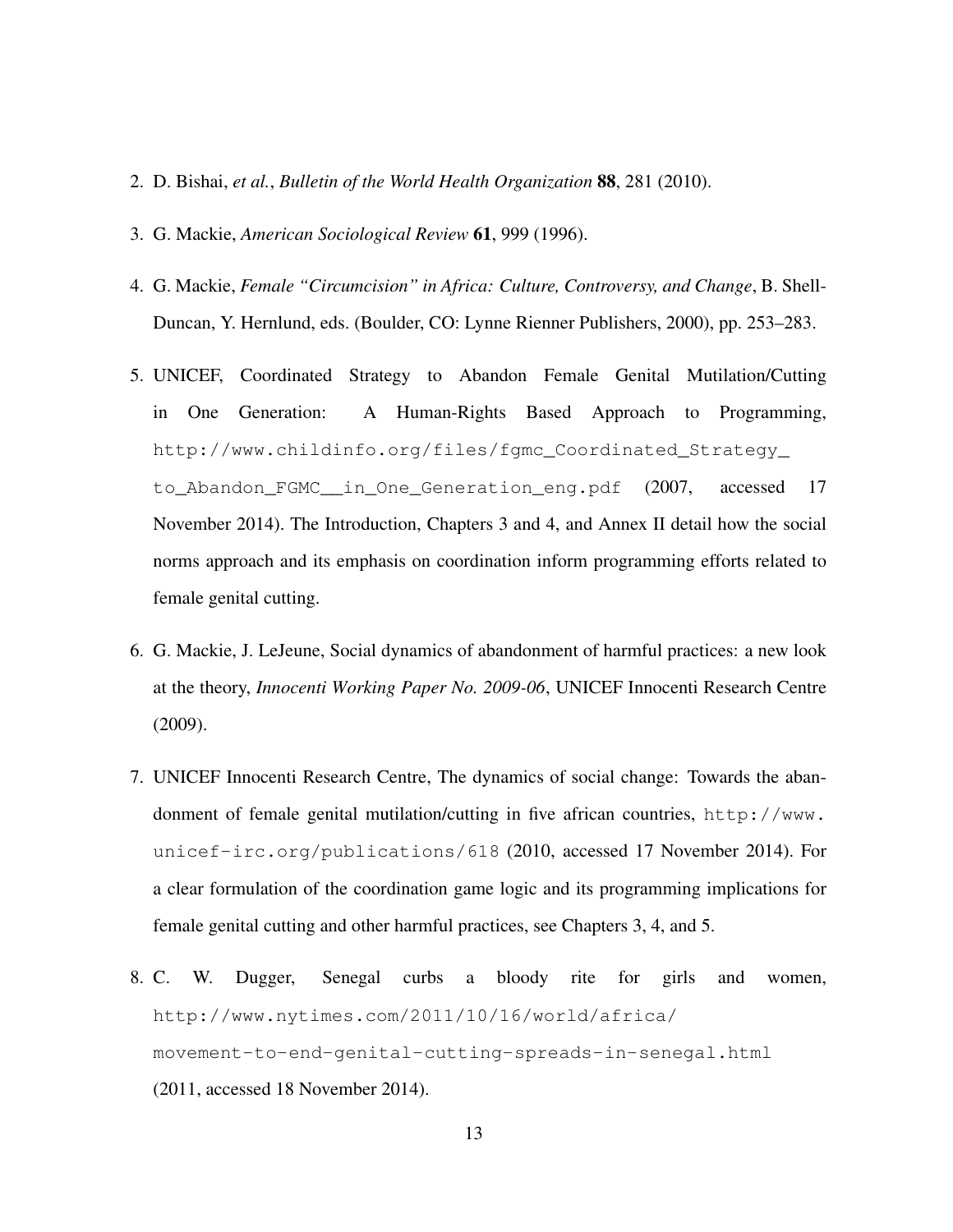2. D. Bishai, *et al.*, *Bulletin of the World Health Organization* **88**, 281 (2010).

3. G. Mackie, *American Sociological Review* **61**, 999 (1996).

4. G. Mackie, *Female "Circumcision" in Africa: Culture, Controversy, and Change*, B. Shell-Duncan, Y. Hernlund, eds. (Boulder, CO: Lynne Rienner Publishers, 2000), pp. 253–283.

5. UNICEF, Coordinated Strategy to Abandon Female Genital Mutilation/Cutting in One Generation: A Human-Rights Based Approach to Programming, `http://www.childinfo.org/files/fgmc_Coordinated_Strategy_to_Abandon_FGMC__in_One_Generation_eng.pdf` (2007, accessed 17 November 2014). The Introduction, Chapters 3 and 4, and Annex II detail how the social norms approach and its emphasis on coordination inform programming efforts related to female genital cutting.

6. G. Mackie, J. LeJeune, Social dynamics of abandonment of harmful practices: a new look at the theory, *Innocenti Working Paper No. 2009-06*, UNICEF Innocenti Research Centre (2009).

7. UNICEF Innocenti Research Centre, The dynamics of social change: Towards the abandonment of female genital mutilation/cutting in five african countries, `http://www.unicef-irc.org/publications/618` (2010, accessed 17 November 2014). For a clear formulation of the coordination game logic and its programming implications for female genital cutting and other harmful practices, see Chapters 3, 4, and 5.

8. C. W. Dugger, Senegal curbs a bloody rite for girls and women, `http://www.nytimes.com/2011/10/16/world/africa/movement-to-end-genital-cutting-spreads-in-senegal.html` (2011, accessed 18 November 2014).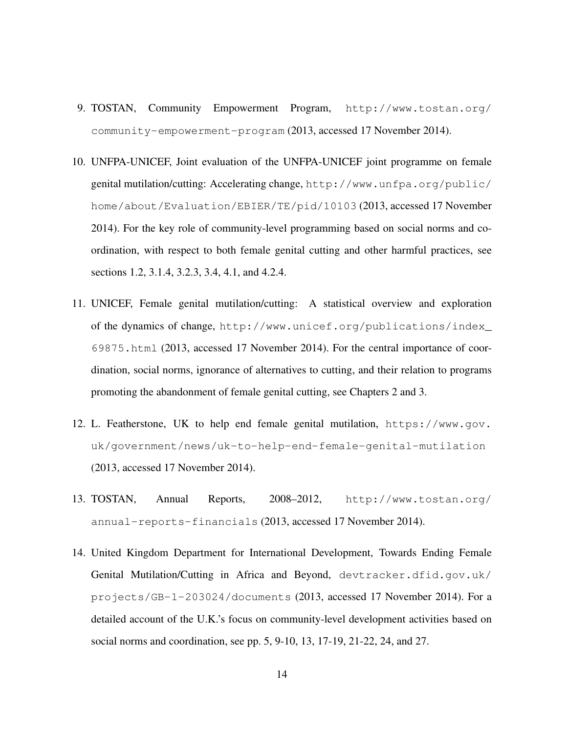9. TOSTAN, Community Empowerment Program, http://www.tostan.org/community-empowerment-program (2013, accessed 17 November 2014).

10. UNFPA-UNICEF, Joint evaluation of the UNFPA-UNICEF joint programme on female genital mutilation/cutting: Accelerating change, http://www.unfpa.org/public/home/about/Evaluation/EBIER/TE/pid/10103 (2013, accessed 17 November 2014). For the key role of community-level programming based on social norms and coordination, with respect to both female genital cutting and other harmful practices, see sections 1.2, 3.1.4, 3.2.3, 3.4, 4.1, and 4.2.4.

11. UNICEF, Female genital mutilation/cutting: A statistical overview and exploration of the dynamics of change, http://www.unicef.org/publications/index_69875.html (2013, accessed 17 November 2014). For the central importance of coordination, social norms, ignorance of alternatives to cutting, and their relation to programs promoting the abandonment of female genital cutting, see Chapters 2 and 3.

12. L. Featherstone, UK to help end female genital mutilation, https://www.gov.uk/government/news/uk-to-help-end-female-genital-mutilation (2013, accessed 17 November 2014).

13. TOSTAN, Annual Reports, 2008–2012, http://www.tostan.org/annual-reports-financials (2013, accessed 17 November 2014).

14. United Kingdom Department for International Development, Towards Ending Female Genital Mutilation/Cutting in Africa and Beyond, devtracker.dfid.gov.uk/projects/GB-1-203024/documents (2013, accessed 17 November 2014). For a detailed account of the U.K.'s focus on community-level development activities based on social norms and coordination, see pp. 5, 9-10, 13, 17-19, 21-22, 24, and 27.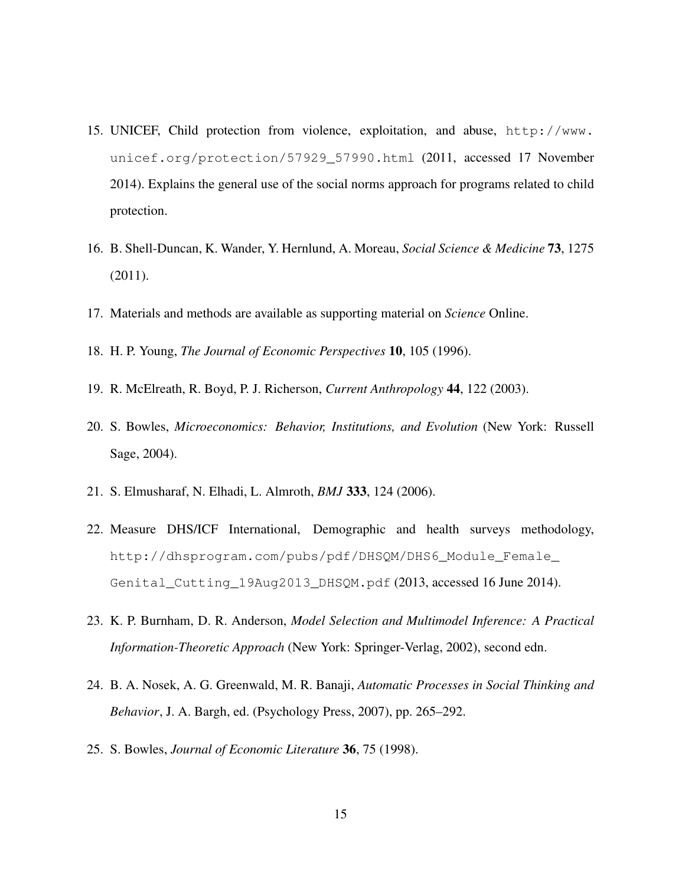15. UNICEF, Child protection from violence, exploitation, and abuse, http://www.unicef.org/protection/57929_57990.html (2011, accessed 17 November 2014). Explains the general use of the social norms approach for programs related to child protection.

16. B. Shell-Duncan, K. Wander, Y. Hernlund, A. Moreau, *Social Science & Medicine* **73**, 1275 (2011).

17. Materials and methods are available as supporting material on *Science* Online.

18. H. P. Young, *The Journal of Economic Perspectives* **10**, 105 (1996).

19. R. McElreath, R. Boyd, P. J. Richerson, *Current Anthropology* **44**, 122 (2003).

20. S. Bowles, *Microeconomics: Behavior, Institutions, and Evolution* (New York: Russell Sage, 2004).

21. S. Elmusharaf, N. Elhadi, L. Almroth, *BMJ* **333**, 124 (2006).

22. Measure DHS/ICF International, Demographic and health surveys methodology, http://dhsprogram.com/pubs/pdf/DHSQM/DHS6_Module_Female_Genital_Cutting_19Aug2013_DHSQM.pdf (2013, accessed 16 June 2014).

23. K. P. Burnham, D. R. Anderson, *Model Selection and Multimodel Inference: A Practical Information-Theoretic Approach* (New York: Springer-Verlag, 2002), second edn.

24. B. A. Nosek, A. G. Greenwald, M. R. Banaji, *Automatic Processes in Social Thinking and Behavior*, J. A. Bargh, ed. (Psychology Press, 2007), pp. 265–292.

25. S. Bowles, *Journal of Economic Literature* **36**, 75 (1998).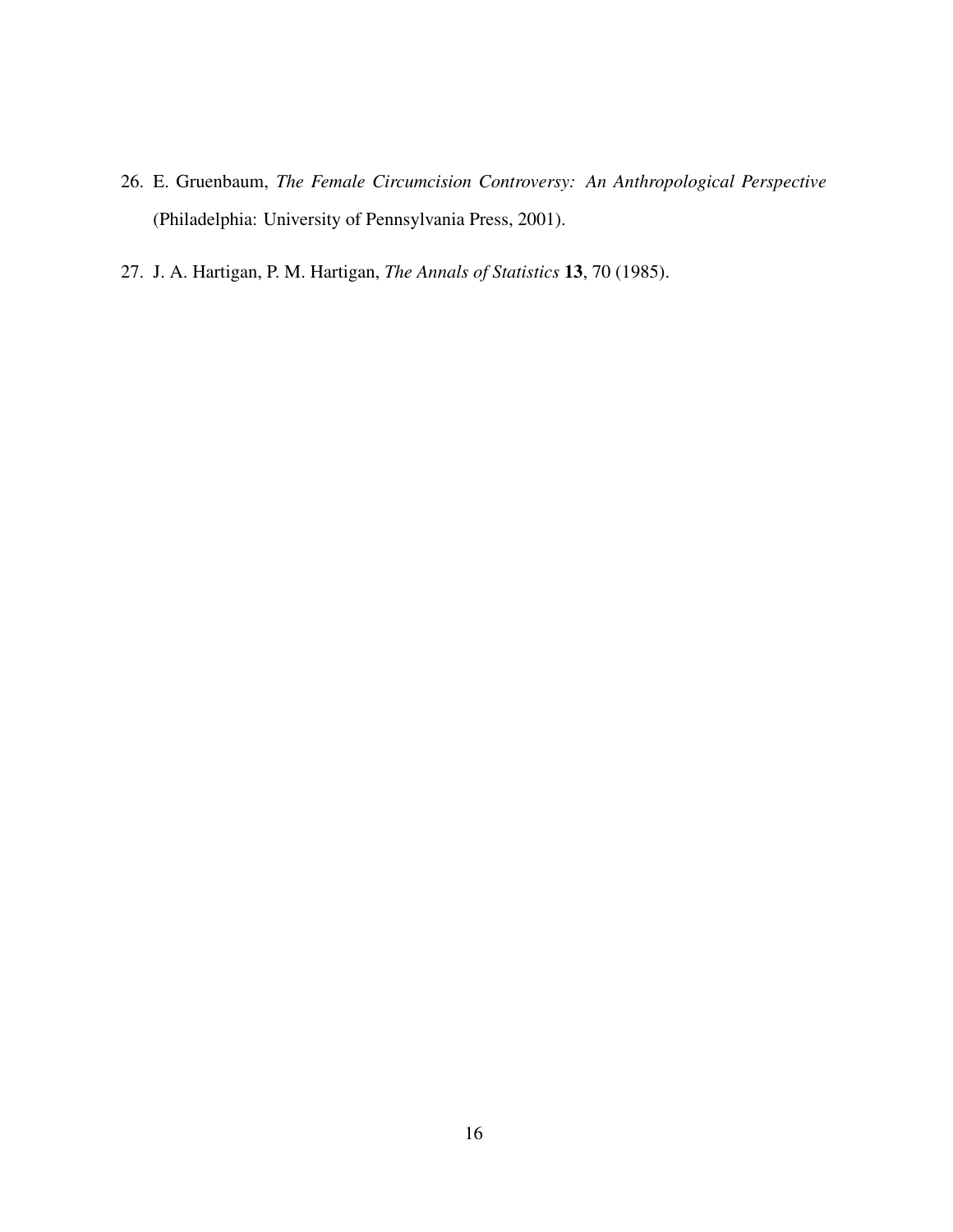26. E. Gruenbaum, *The Female Circumcision Controversy: An Anthropological Perspective* (Philadelphia: University of Pennsylvania Press, 2001).

27. J. A. Hartigan, P. M. Hartigan, *The Annals of Statistics* **13**, 70 (1985).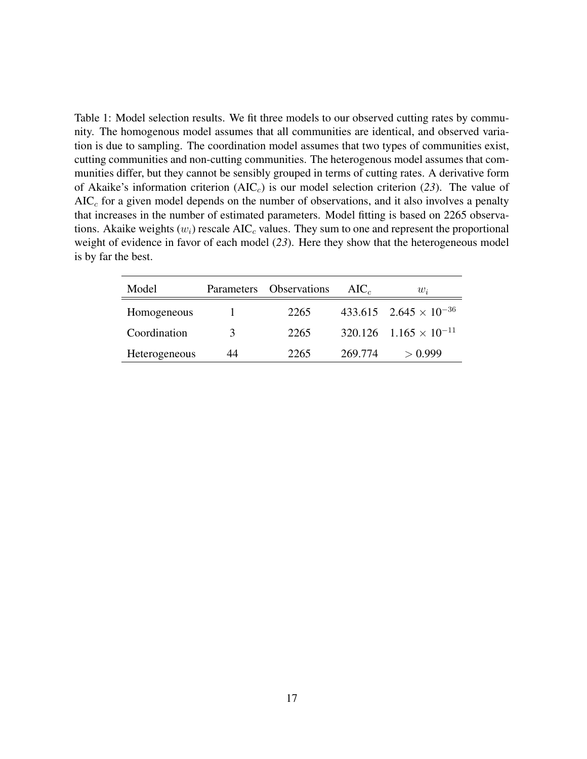Table 1: Model selection results. We fit three models to our observed cutting rates by community. The homogenous model assumes that all communities are identical, and observed variation is due to sampling. The coordination model assumes that two types of communities exist, cutting communities and non-cutting communities. The heterogenous model assumes that communities differ, but they cannot be sensibly grouped in terms of cutting rates. A derivative form of Akaike's information criterion ($\text{AIC}_c$) is our model selection criterion (*23*). The value of $\text{AIC}_c$ for a given model depends on the number of observations, and it also involves a penalty that increases in the number of estimated parameters. Model fitting is based on 2265 observations. Akaike weights ($w_i$) rescale $\text{AIC}_c$ values. They sum to one and represent the proportional weight of evidence in favor of each model (*23*). Here they show that the heterogeneous model is by far the best.

| Model | Parameters | Observations | $\text{AIC}_c$ | $w_i$ |
|---|---|---|---|---|
| Homogeneous | 1 | 2265 | 433.615 | $2.645 \times 10^{-36}$ |
| Coordination | 3 | 2265 | 320.126 | $1.165 \times 10^{-11}$ |
| Heterogeneous | 44 | 2265 | 269.774 | $> 0.999$ |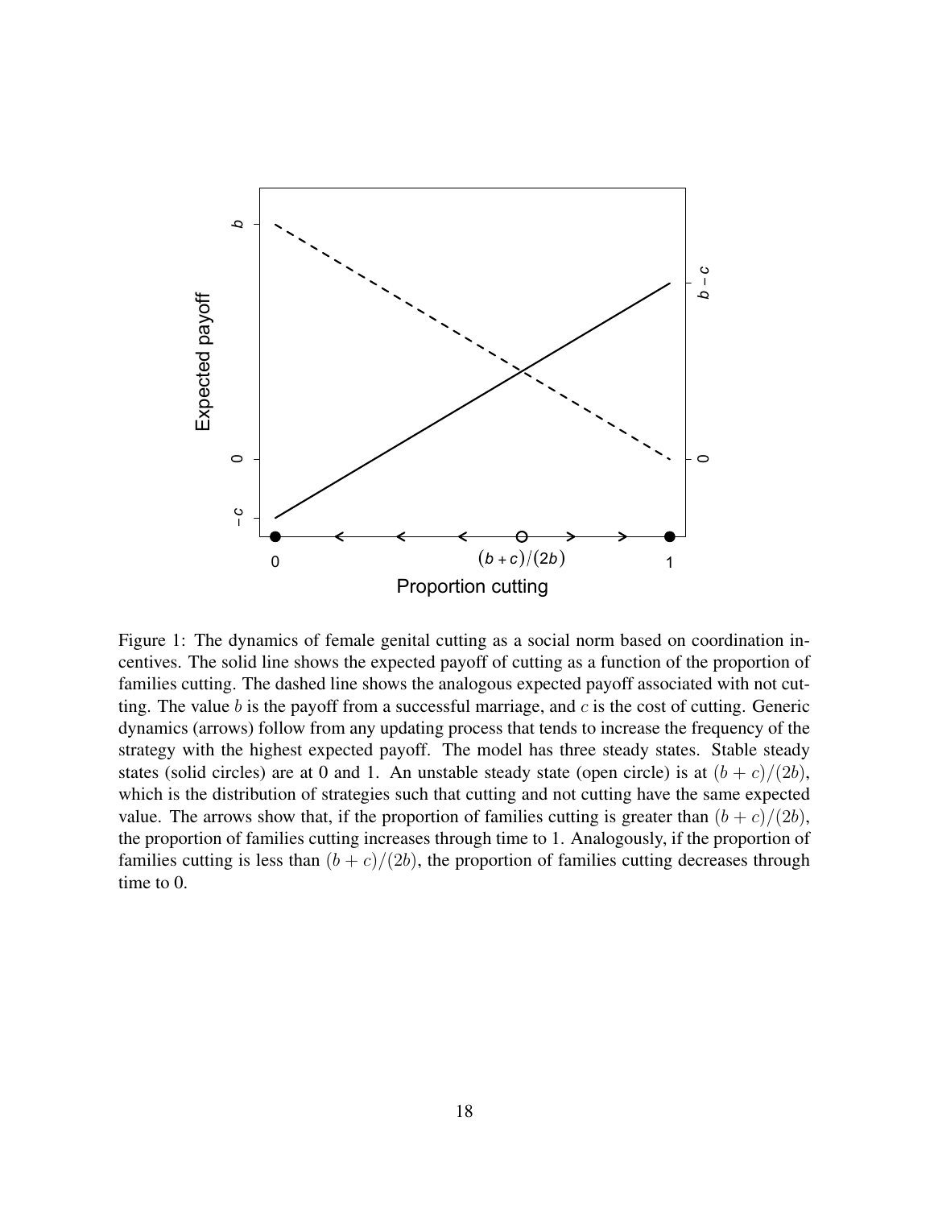Figure 1: The dynamics of female genital cutting as a social norm based on coordination incentives. The solid line shows the expected payoff of cutting as a function of the proportion of families cutting. The dashed line shows the analogous expected payoff associated with not cutting. The value $b$ is the payoff from a successful marriage, and $c$ is the cost of cutting. Generic dynamics (arrows) follow from any updating process that tends to increase the frequency of the strategy with the highest expected payoff. The model has three steady states. Stable steady states (solid circles) are at 0 and 1. An unstable steady state (open circle) is at $(b + c)/(2b)$, which is the distribution of strategies such that cutting and not cutting have the same expected value. The arrows show that, if the proportion of families cutting is greater than $(b + c)/(2b)$, the proportion of families cutting increases through time to 1. Analogously, if the proportion of families cutting is less than $(b + c)/(2b)$, the proportion of families cutting decreases through time to 0.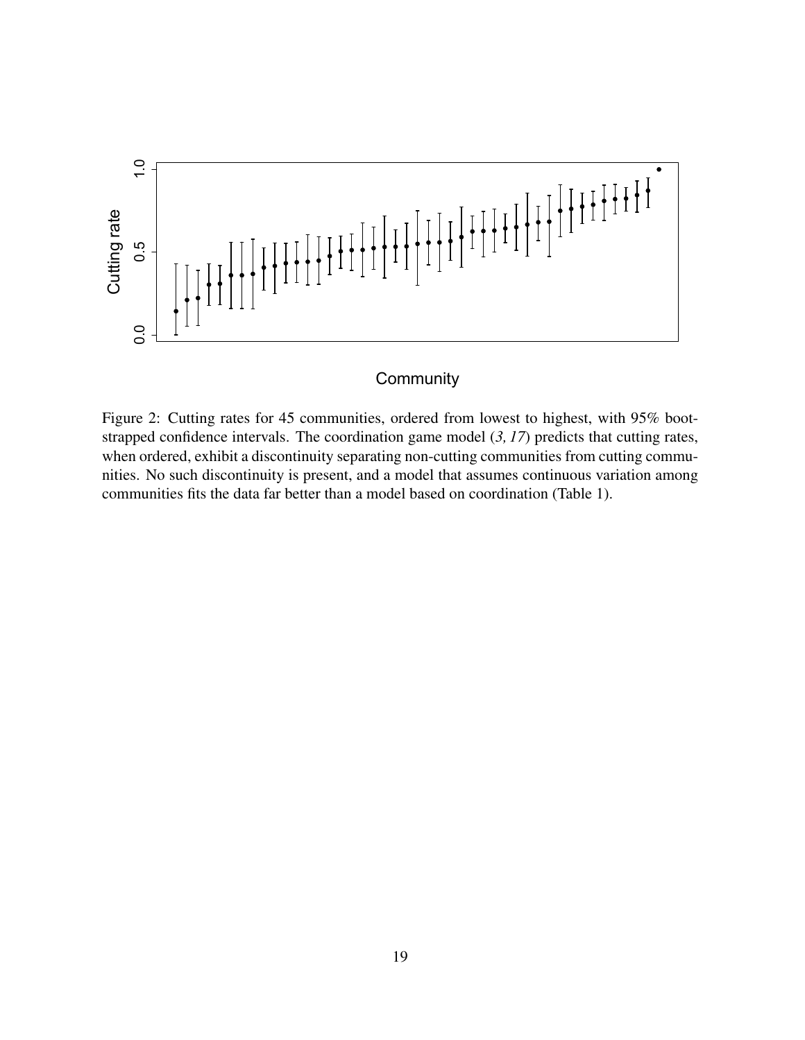Figure 2: Cutting rates for 45 communities, ordered from lowest to highest, with 95% bootstrapped confidence intervals. The coordination game model (*3, 17*) predicts that cutting rates, when ordered, exhibit a discontinuity separating non-cutting communities from cutting communities. No such discontinuity is present, and a model that assumes continuous variation among communities fits the data far better than a model based on coordination (Table 1).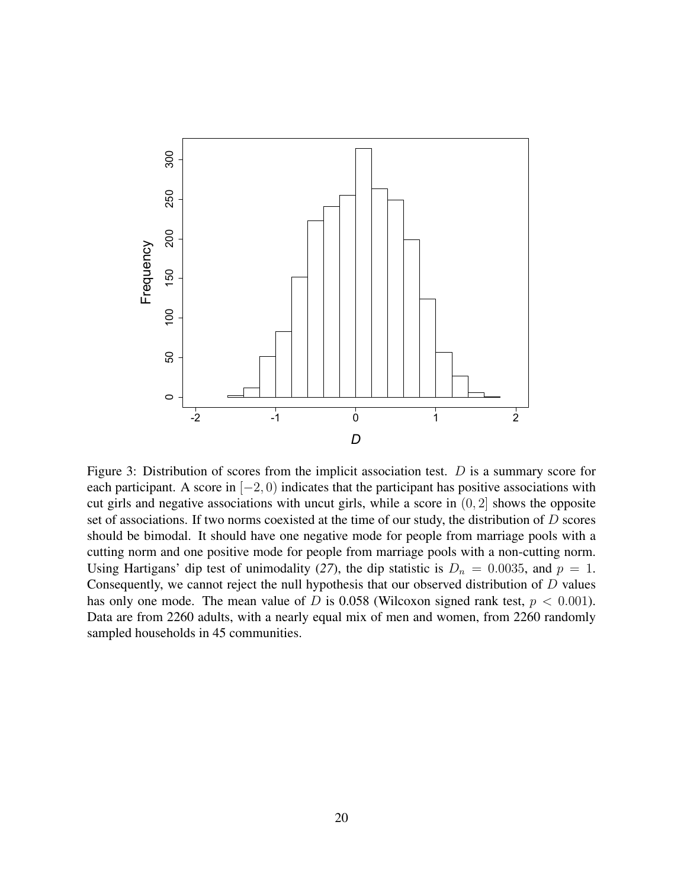Frequency

300
250
200
150
100
50
0

-2
-1
0
1
2

D

Figure 3: Distribution of scores from the implicit association test. $D$ is a summary score for each participant. A score in $[-2, 0)$ indicates that the participant has positive associations with cut girls and negative associations with uncut girls, while a score in $(0, 2]$ shows the opposite set of associations. If two norms coexisted at the time of our study, the distribution of $D$ scores should be bimodal. It should have one negative mode for people from marriage pools with a cutting norm and one positive mode for people from marriage pools with a non-cutting norm. Using Hartigans' dip test of unimodality (*27*), the dip statistic is $D_n = 0.0035$, and $p = 1$. Consequently, we cannot reject the null hypothesis that our observed distribution of $D$ values has only one mode. The mean value of $D$ is 0.058 (Wilcoxon signed rank test, $p < 0.001$). Data are from 2260 adults, with a nearly equal mix of men and women, from 2260 randomly sampled households in 45 communities.